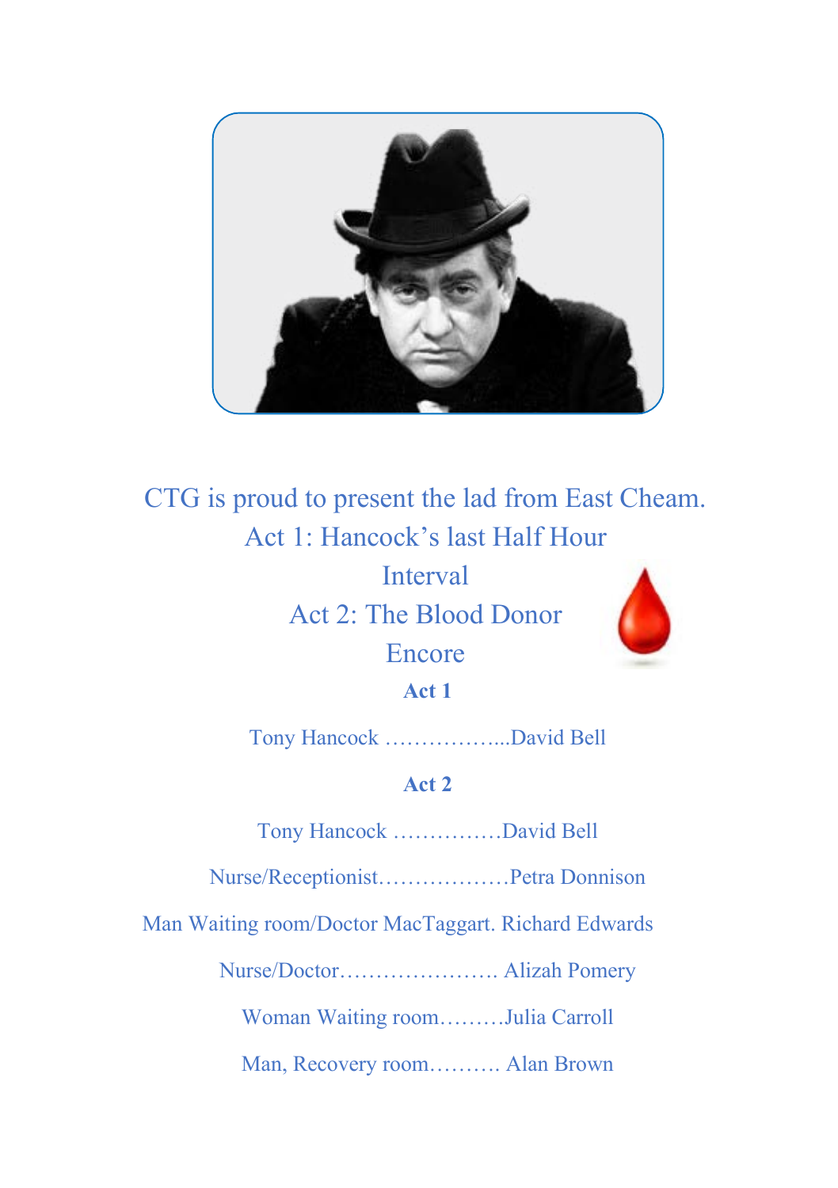CTG is proud to present the lad from East Cheam.

Act 1: Hancock's last Half Hour

Interval

Act 2: The Blood Donor

Encore

**Act 1**

Tony Hancock ……………...David Bell

**Act 2**

Tony Hancock ……………David Bell

Nurse/Receptionist………………Petra Donnison

Man Waiting room/Doctor MacTaggart. Richard Edwards

Nurse/Doctor…………………. Alizah Pomery

Woman Waiting room………Julia Carroll

Man, Recovery room………. Alan Brown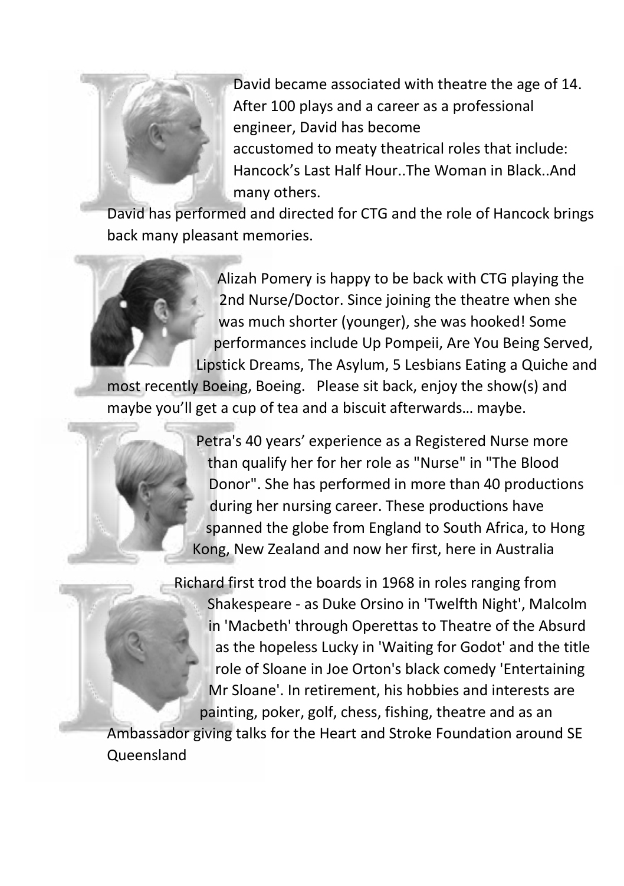David became associated with theatre the age of 14. After 100 plays and a career as a professional engineer, David has become accustomed to meaty theatrical roles that include: Hancock's Last Half Hour..The Woman in Black..And many others.

David has performed and directed for CTG and the role of Hancock brings back many pleasant memories.

Alizah Pomery is happy to be back with CTG playing the 2nd Nurse/Doctor. Since joining the theatre when she was much shorter (younger), she was hooked! Some performances include Up Pompeii, Are You Being Served, Lipstick Dreams, The Asylum, 5 Lesbians Eating a Quiche and most recently Boeing, Boeing. Please sit back, enjoy the show(s) and maybe you'll get a cup of tea and a biscuit afterwards… maybe.

Petra's 40 years' experience as a Registered Nurse more than qualify her for her role as "Nurse" in "The Blood Donor". She has performed in more than 40 productions during her nursing career. These productions have spanned the globe from England to South Africa, to Hong Kong, New Zealand and now her first, here in Australia

Richard first trod the boards in 1968 in roles ranging from Shakespeare - as Duke Orsino in 'Twelfth Night', Malcolm in 'Macbeth' through Operettas to Theatre of the Absurd as the hopeless Lucky in 'Waiting for Godot' and the title role of Sloane in Joe Orton's black comedy 'Entertaining Mr Sloane'. In retirement, his hobbies and interests are painting, poker, golf, chess, fishing, theatre and as an Ambassador giving talks for the Heart and Stroke Foundation around SE Queensland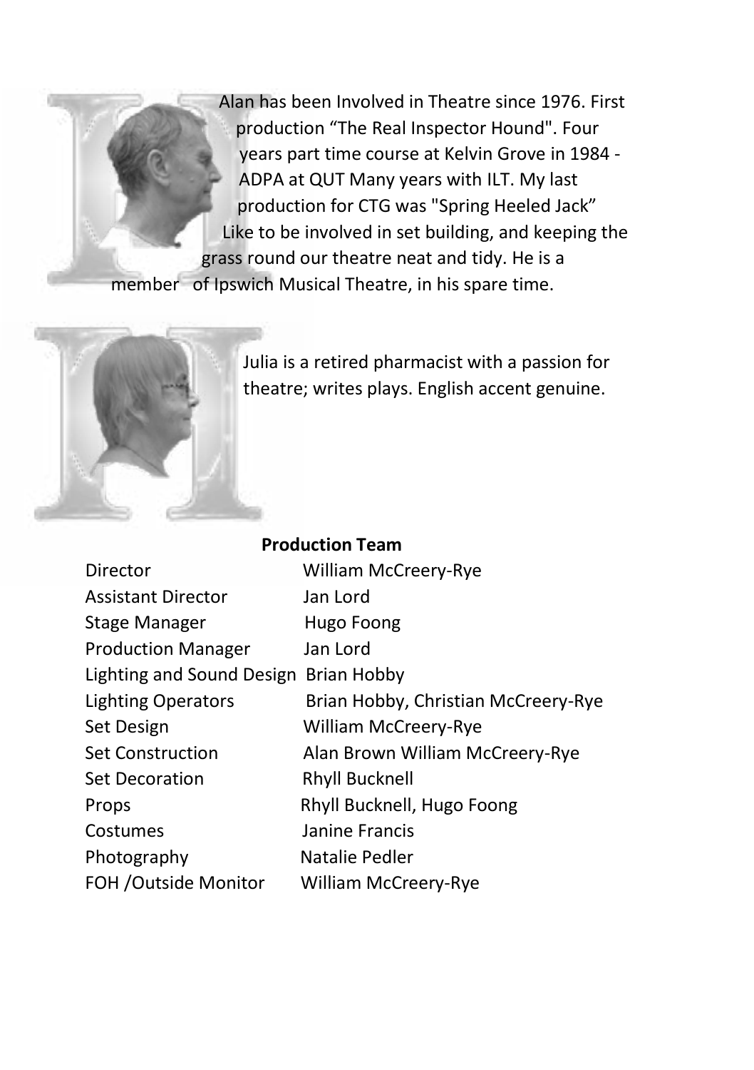Alan has been Involved in Theatre since 1976. First production "The Real Inspector Hound". Four years part time course at Kelvin Grove in 1984 - ADPA at QUT Many years with ILT. My last production for CTG was "Spring Heeled Jack" Like to be involved in set building, and keeping the grass round our theatre neat and tidy. He is a member of Ipswich Musical Theatre, in his spare time.

Julia is a retired pharmacist with a passion for theatre; writes plays. English accent genuine.

**Production Team**

| | |
|---|---|
| Director | William McCreery-Rye |
| Assistant Director | Jan Lord |
| Stage Manager | Hugo Foong |
| Production Manager | Jan Lord |
| Lighting and Sound Design | Brian Hobby |
| Lighting Operators | Brian Hobby, Christian McCreery-Rye |
| Set Design | William McCreery-Rye |
| Set Construction | Alan Brown William McCreery-Rye |
| Set Decoration | Rhyll Bucknell |
| Props | Rhyll Bucknell, Hugo Foong |
| Costumes | Janine Francis |
| Photography | Natalie Pedler |
| FOH /Outside Monitor | William McCreery-Rye |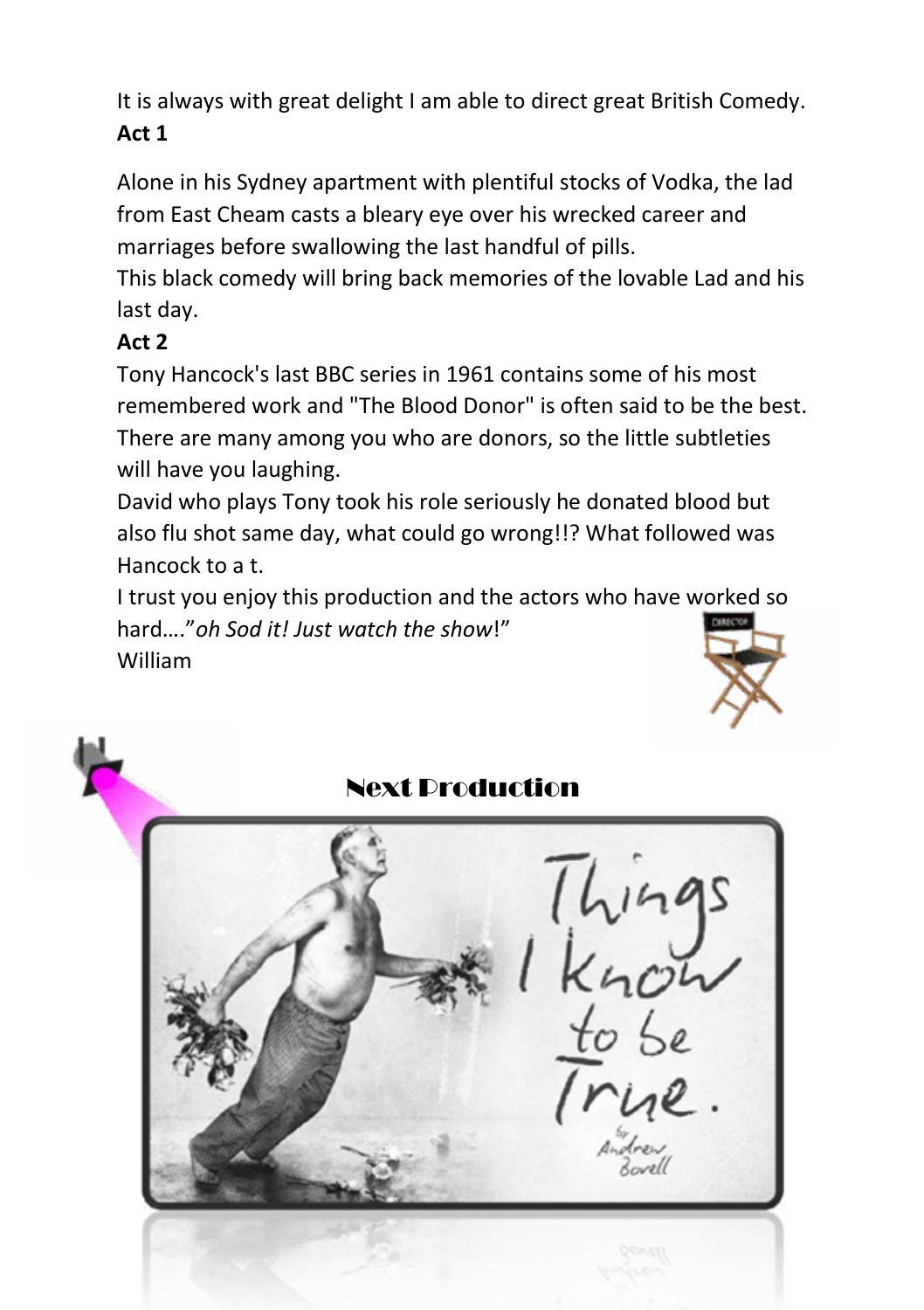It is always with great delight I am able to direct great British Comedy.

**Act 1**

Alone in his Sydney apartment with plentiful stocks of Vodka, the lad from East Cheam casts a bleary eye over his wrecked career and marriages before swallowing the last handful of pills.

This black comedy will bring back memories of the lovable Lad and his last day.

**Act 2**

Tony Hancock's last BBC series in 1961 contains some of his most remembered work and "The Blood Donor" is often said to be the best. There are many among you who are donors, so the little subtleties will have you laughing.

David who plays Tony took his role seriously he donated blood but also flu shot same day, what could go wrong!!? What followed was Hancock to a t.

I trust you enjoy this production and the actors who have worked so hard…."*oh Sod it! Just watch the show*!"

William

## Next Production

Things I know to be True.

by Andrew Bovell